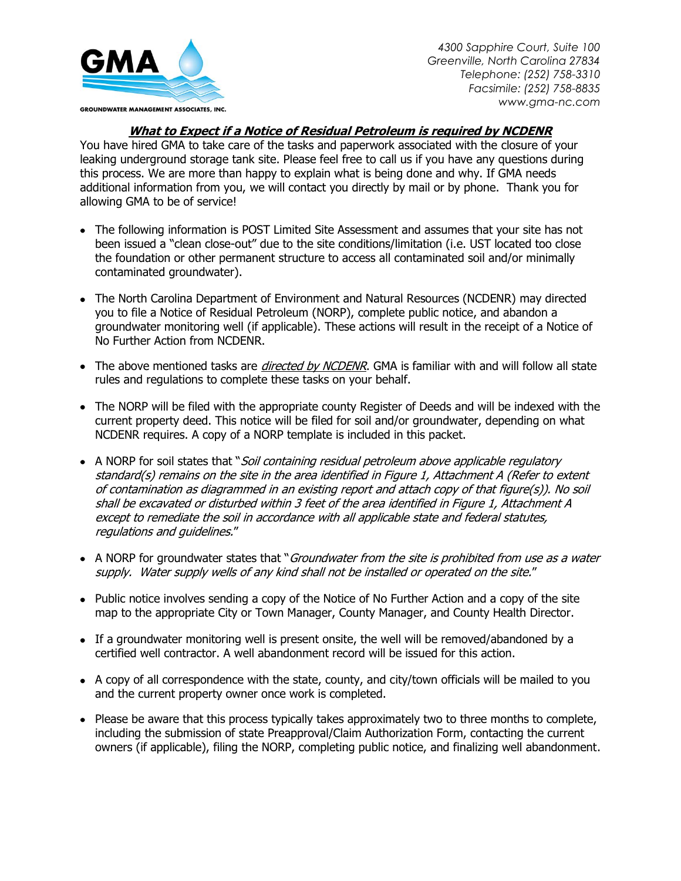GROUNDWATER MANAGEMENT ASSOCIATES, INC.

*4300 Sapphire Court, Suite 100*
*Greenville, North Carolina 27834*
*Telephone: (252) 758-3310*
*Facsimile: (252) 758-8835*
*www.gma-nc.com*

## ***What to Expect if a Notice of Residual Petroleum is required by NCDENR***

You have hired GMA to take care of the tasks and paperwork associated with the closure of your leaking underground storage tank site. Please feel free to call us if you have any questions during this process. We are more than happy to explain what is being done and why. If GMA needs additional information from you, we will contact you directly by mail or by phone. Thank you for allowing GMA to be of service!

- The following information is POST Limited Site Assessment and assumes that your site has not been issued a "clean close-out" due to the site conditions/limitation (i.e. UST located too close the foundation or other permanent structure to access all contaminated soil and/or minimally contaminated groundwater).
- The North Carolina Department of Environment and Natural Resources (NCDENR) may directed you to file a Notice of Residual Petroleum (NORP), complete public notice, and abandon a groundwater monitoring well (if applicable). These actions will result in the receipt of a Notice of No Further Action from NCDENR.
- The above mentioned tasks are *directed by NCDENR*. GMA is familiar with and will follow all state rules and regulations to complete these tasks on your behalf.
- The NORP will be filed with the appropriate county Register of Deeds and will be indexed with the current property deed. This notice will be filed for soil and/or groundwater, depending on what NCDENR requires. A copy of a NORP template is included in this packet.
- A NORP for soil states that "*Soil containing residual petroleum above applicable regulatory standard(s) remains on the site in the area identified in Figure 1, Attachment A (Refer to extent of contamination as diagrammed in an existing report and attach copy of that figure(s)). No soil shall be excavated or disturbed within 3 feet of the area identified in Figure 1, Attachment A except to remediate the soil in accordance with all applicable state and federal statutes, regulations and guidelines.*"
- A NORP for groundwater states that "*Groundwater from the site is prohibited from use as a water supply. Water supply wells of any kind shall not be installed or operated on the site.*"
- Public notice involves sending a copy of the Notice of No Further Action and a copy of the site map to the appropriate City or Town Manager, County Manager, and County Health Director.
- If a groundwater monitoring well is present onsite, the well will be removed/abandoned by a certified well contractor. A well abandonment record will be issued for this action.
- A copy of all correspondence with the state, county, and city/town officials will be mailed to you and the current property owner once work is completed.
- Please be aware that this process typically takes approximately two to three months to complete, including the submission of state Preapproval/Claim Authorization Form, contacting the current owners (if applicable), filing the NORP, completing public notice, and finalizing well abandonment.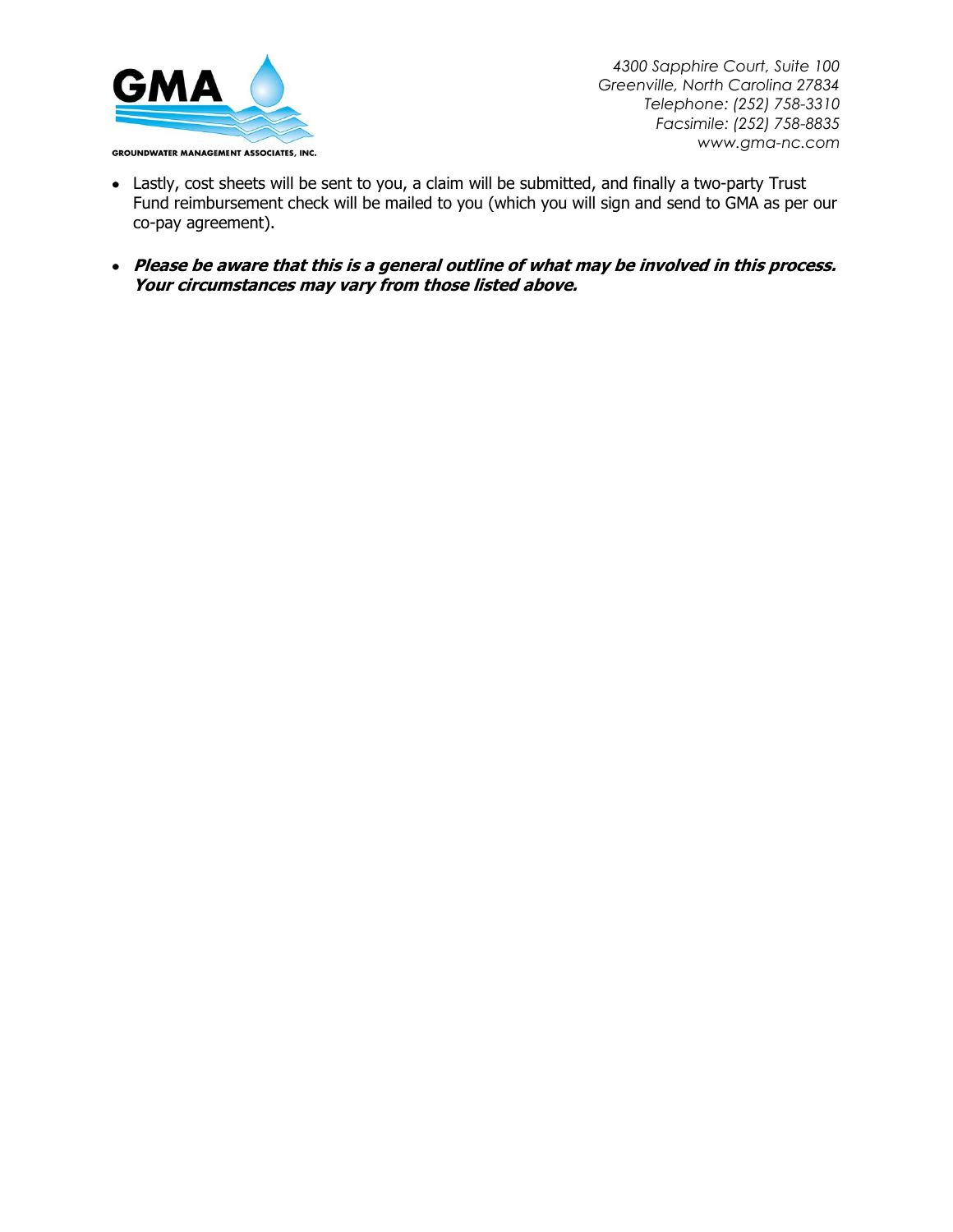- Lastly, cost sheets will be sent to you, a claim will be submitted, and finally a two-party Trust Fund reimbursement check will be mailed to you (which you will sign and send to GMA as per our co-pay agreement).

- ***Please be aware that this is a general outline of what may be involved in this process. Your circumstances may vary from those listed above.***